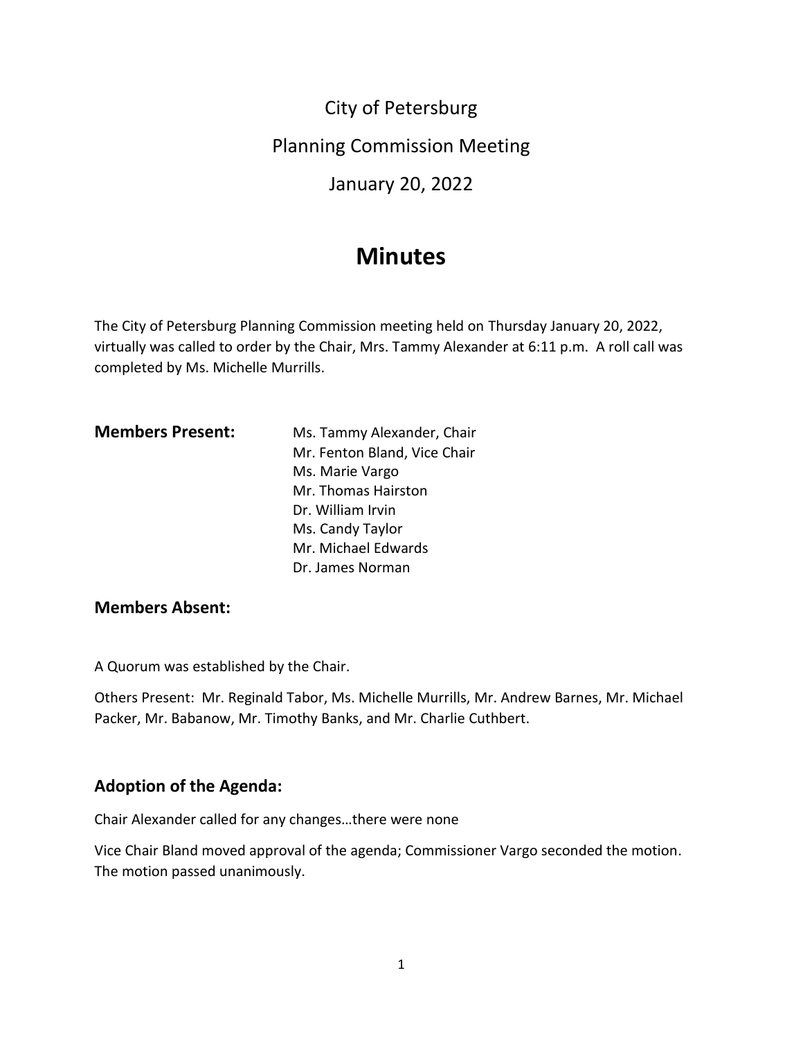# City of Petersburg

# Planning Commission Meeting

# January 20, 2022

# Minutes

The City of Petersburg Planning Commission meeting held on Thursday January 20, 2022, virtually was called to order by the Chair, Mrs. Tammy Alexander at 6:11 p.m. A roll call was completed by Ms. Michelle Murrills.

**Members Present:**

Ms. Tammy Alexander, Chair
Mr. Fenton Bland, Vice Chair
Ms. Marie Vargo
Mr. Thomas Hairston
Dr. William Irvin
Ms. Candy Taylor
Mr. Michael Edwards
Dr. James Norman

### Members Absent:

A Quorum was established by the Chair.

Others Present: Mr. Reginald Tabor, Ms. Michelle Murrills, Mr. Andrew Barnes, Mr. Michael Packer, Mr. Babanow, Mr. Timothy Banks, and Mr. Charlie Cuthbert.

## Adoption of the Agenda:

Chair Alexander called for any changes…there were none

Vice Chair Bland moved approval of the agenda; Commissioner Vargo seconded the motion. The motion passed unanimously.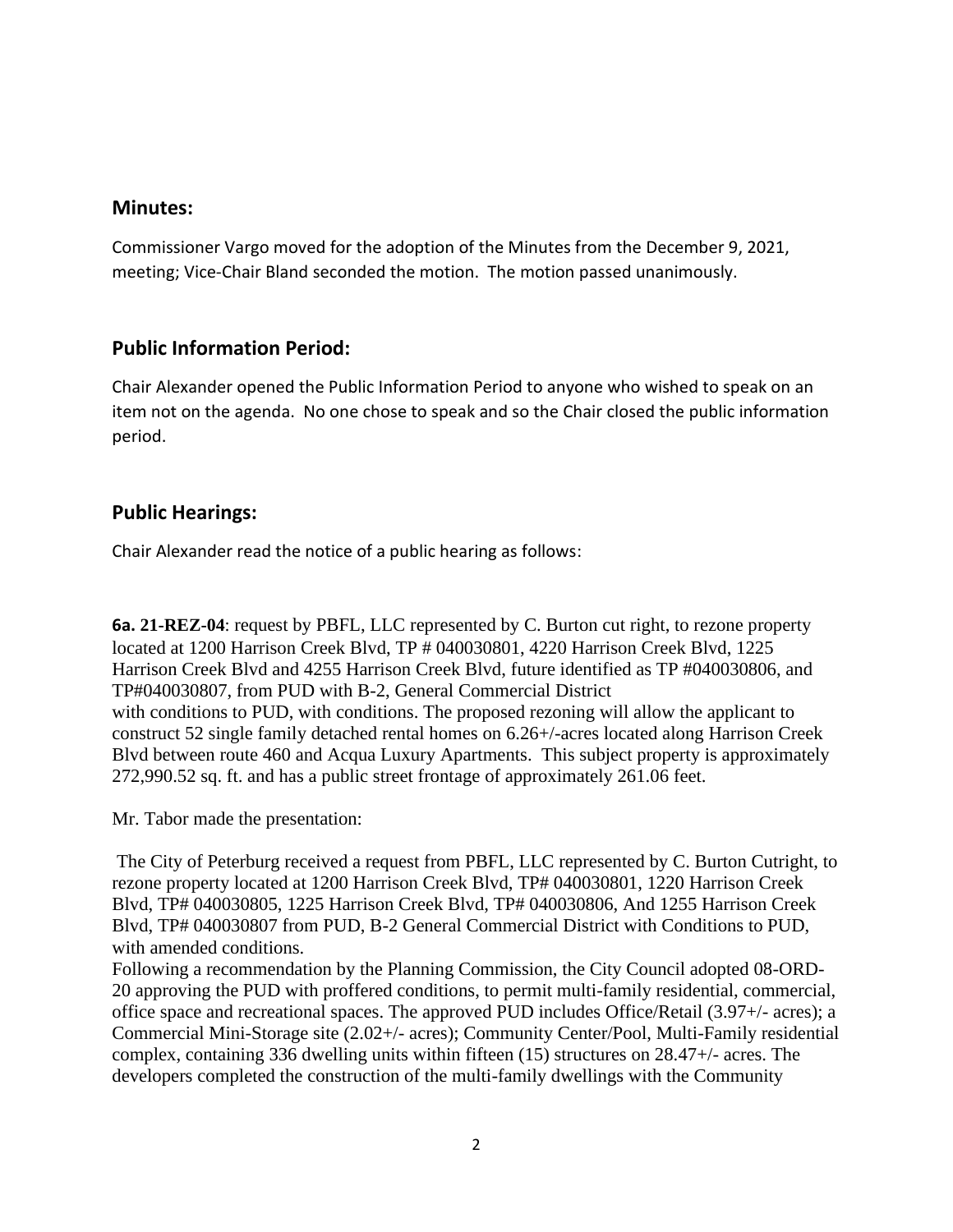## Minutes:

Commissioner Vargo moved for the adoption of the Minutes from the December 9, 2021, meeting; Vice-Chair Bland seconded the motion. The motion passed unanimously.

## Public Information Period:

Chair Alexander opened the Public Information Period to anyone who wished to speak on an item not on the agenda. No one chose to speak and so the Chair closed the public information period.

## Public Hearings:

Chair Alexander read the notice of a public hearing as follows:

**6a. 21-REZ-04**: request by PBFL, LLC represented by C. Burton cut right, to rezone property located at 1200 Harrison Creek Blvd, TP # 040030801, 4220 Harrison Creek Blvd, 1225 Harrison Creek Blvd and 4255 Harrison Creek Blvd, future identified as TP #040030806, and TP#040030807, from PUD with B-2, General Commercial District with conditions to PUD, with conditions. The proposed rezoning will allow the applicant to construct 52 single family detached rental homes on 6.26+/-acres located along Harrison Creek Blvd between route 460 and Acqua Luxury Apartments. This subject property is approximately 272,990.52 sq. ft. and has a public street frontage of approximately 261.06 feet.

Mr. Tabor made the presentation:

The City of Peterburg received a request from PBFL, LLC represented by C. Burton Cutright, to rezone property located at 1200 Harrison Creek Blvd, TP# 040030801, 1220 Harrison Creek Blvd, TP# 040030805, 1225 Harrison Creek Blvd, TP# 040030806, And 1255 Harrison Creek Blvd, TP# 040030807 from PUD, B-2 General Commercial District with Conditions to PUD, with amended conditions.

Following a recommendation by the Planning Commission, the City Council adopted 08-ORD-20 approving the PUD with proffered conditions, to permit multi-family residential, commercial, office space and recreational spaces. The approved PUD includes Office/Retail (3.97+/- acres); a Commercial Mini-Storage site (2.02+/- acres); Community Center/Pool, Multi-Family residential complex, containing 336 dwelling units within fifteen (15) structures on 28.47+/- acres. The developers completed the construction of the multi-family dwellings with the Community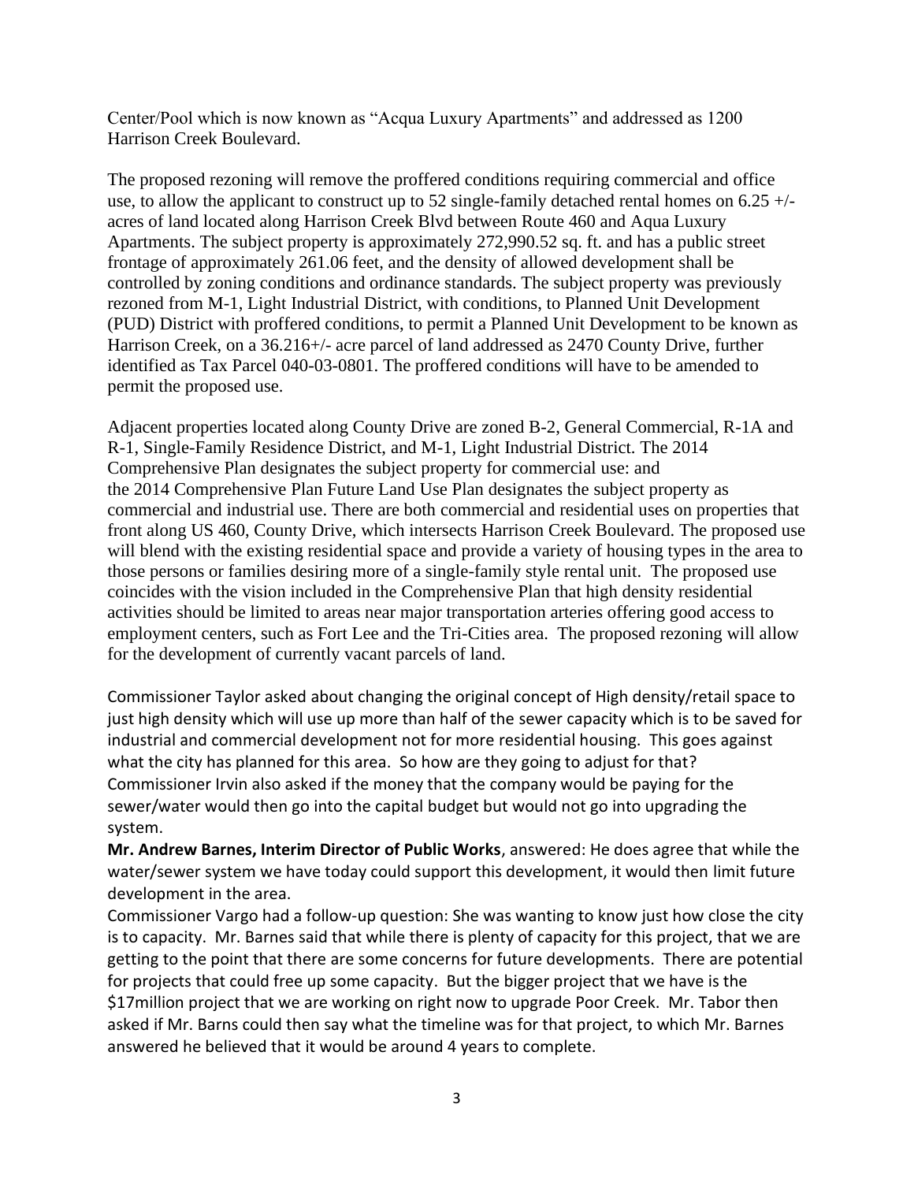Center/Pool which is now known as "Acqua Luxury Apartments" and addressed as 1200 Harrison Creek Boulevard.

The proposed rezoning will remove the proffered conditions requiring commercial and office use, to allow the applicant to construct up to 52 single-family detached rental homes on 6.25 +/- acres of land located along Harrison Creek Blvd between Route 460 and Aqua Luxury Apartments. The subject property is approximately 272,990.52 sq. ft. and has a public street frontage of approximately 261.06 feet, and the density of allowed development shall be controlled by zoning conditions and ordinance standards. The subject property was previously rezoned from M-1, Light Industrial District, with conditions, to Planned Unit Development (PUD) District with proffered conditions, to permit a Planned Unit Development to be known as Harrison Creek, on a 36.216+/- acre parcel of land addressed as 2470 County Drive, further identified as Tax Parcel 040-03-0801. The proffered conditions will have to be amended to permit the proposed use.

Adjacent properties located along County Drive are zoned B-2, General Commercial, R-1A and R-1, Single-Family Residence District, and M-1, Light Industrial District. The 2014 Comprehensive Plan designates the subject property for commercial use: and the 2014 Comprehensive Plan Future Land Use Plan designates the subject property as commercial and industrial use. There are both commercial and residential uses on properties that front along US 460, County Drive, which intersects Harrison Creek Boulevard. The proposed use will blend with the existing residential space and provide a variety of housing types in the area to those persons or families desiring more of a single-family style rental unit. The proposed use coincides with the vision included in the Comprehensive Plan that high density residential activities should be limited to areas near major transportation arteries offering good access to employment centers, such as Fort Lee and the Tri-Cities area. The proposed rezoning will allow for the development of currently vacant parcels of land.

Commissioner Taylor asked about changing the original concept of High density/retail space to just high density which will use up more than half of the sewer capacity which is to be saved for industrial and commercial development not for more residential housing. This goes against what the city has planned for this area. So how are they going to adjust for that? Commissioner Irvin also asked if the money that the company would be paying for the sewer/water would then go into the capital budget but would not go into upgrading the system.

**Mr. Andrew Barnes, Interim Director of Public Works**, answered: He does agree that while the water/sewer system we have today could support this development, it would then limit future development in the area.

Commissioner Vargo had a follow-up question: She was wanting to know just how close the city is to capacity. Mr. Barnes said that while there is plenty of capacity for this project, that we are getting to the point that there are some concerns for future developments. There are potential for projects that could free up some capacity. But the bigger project that we have is the $17million project that we are working on right now to upgrade Poor Creek. Mr. Tabor then asked if Mr. Barns could then say what the timeline was for that project, to which Mr. Barnes answered he believed that it would be around 4 years to complete.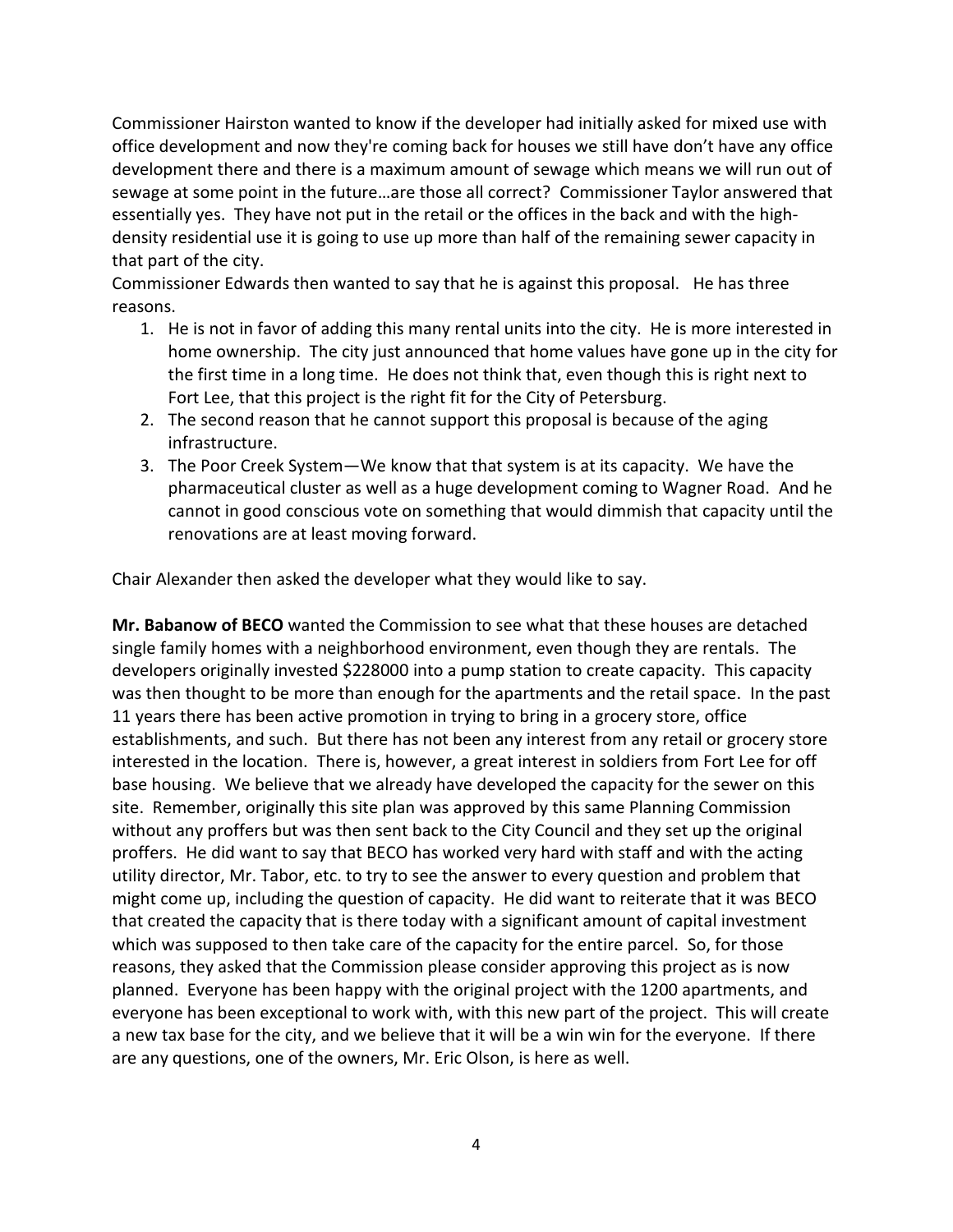Commissioner Hairston wanted to know if the developer had initially asked for mixed use with office development and now they're coming back for houses we still have don't have any office development there and there is a maximum amount of sewage which means we will run out of sewage at some point in the future…are those all correct? Commissioner Taylor answered that essentially yes. They have not put in the retail or the offices in the back and with the high-density residential use it is going to use up more than half of the remaining sewer capacity in that part of the city.

Commissioner Edwards then wanted to say that he is against this proposal. He has three reasons.

1. He is not in favor of adding this many rental units into the city. He is more interested in home ownership. The city just announced that home values have gone up in the city for the first time in a long time. He does not think that, even though this is right next to Fort Lee, that this project is the right fit for the City of Petersburg.
2. The second reason that he cannot support this proposal is because of the aging infrastructure.
3. The Poor Creek System—We know that that system is at its capacity. We have the pharmaceutical cluster as well as a huge development coming to Wagner Road. And he cannot in good conscious vote on something that would dimmish that capacity until the renovations are at least moving forward.

Chair Alexander then asked the developer what they would like to say.

**Mr. Babanow of BECO** wanted the Commission to see what that these houses are detached single family homes with a neighborhood environment, even though they are rentals. The developers originally invested $228000 into a pump station to create capacity. This capacity was then thought to be more than enough for the apartments and the retail space. In the past 11 years there has been active promotion in trying to bring in a grocery store, office establishments, and such. But there has not been any interest from any retail or grocery store interested in the location. There is, however, a great interest in soldiers from Fort Lee for off base housing. We believe that we already have developed the capacity for the sewer on this site. Remember, originally this site plan was approved by this same Planning Commission without any proffers but was then sent back to the City Council and they set up the original proffers. He did want to say that BECO has worked very hard with staff and with the acting utility director, Mr. Tabor, etc. to try to see the answer to every question and problem that might come up, including the question of capacity. He did want to reiterate that it was BECO that created the capacity that is there today with a significant amount of capital investment which was supposed to then take care of the capacity for the entire parcel. So, for those reasons, they asked that the Commission please consider approving this project as is now planned. Everyone has been happy with the original project with the 1200 apartments, and everyone has been exceptional to work with, with this new part of the project. This will create a new tax base for the city, and we believe that it will be a win win for the everyone. If there are any questions, one of the owners, Mr. Eric Olson, is here as well.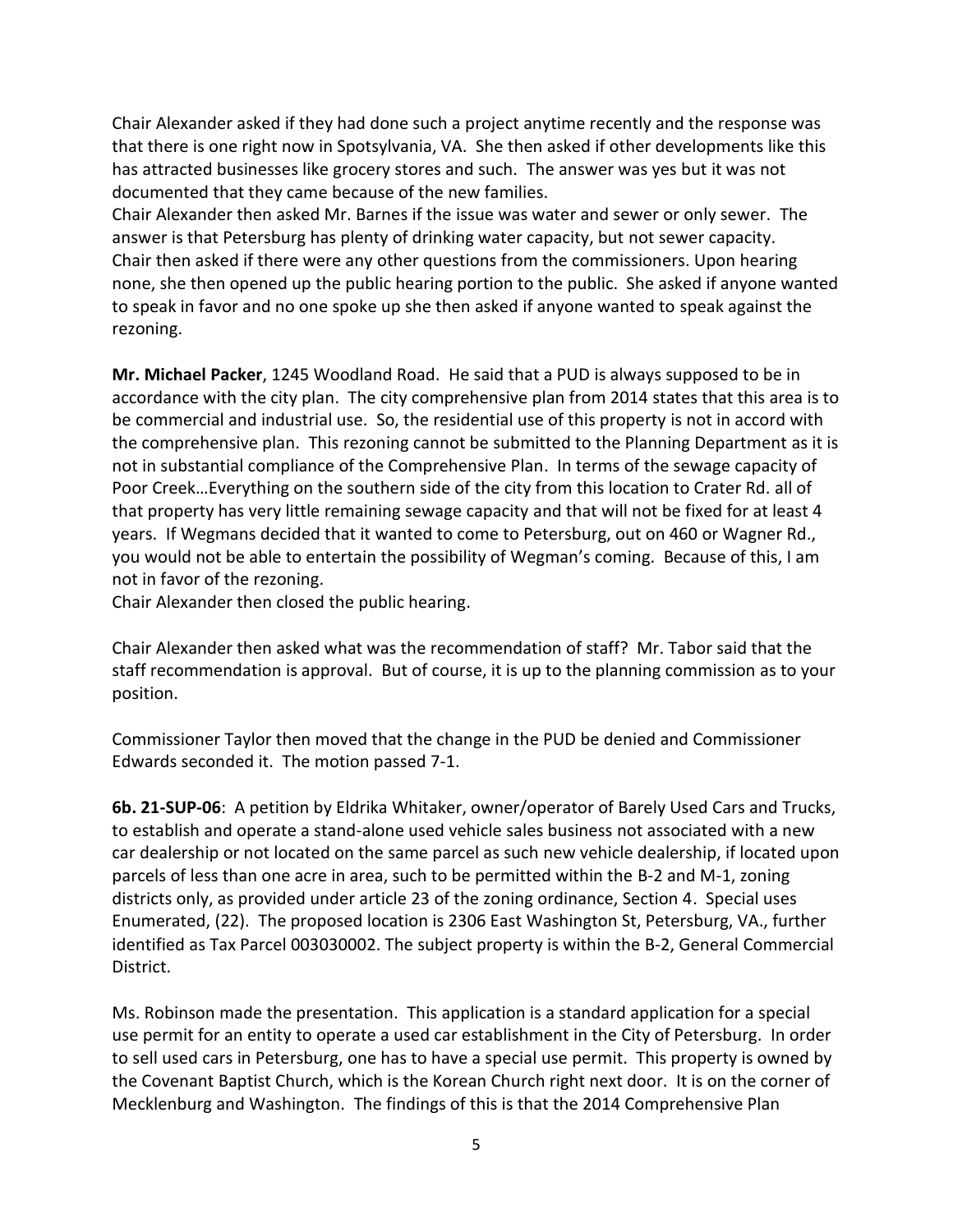Chair Alexander asked if they had done such a project anytime recently and the response was that there is one right now in Spotsylvania, VA. She then asked if other developments like this has attracted businesses like grocery stores and such. The answer was yes but it was not documented that they came because of the new families.
Chair Alexander then asked Mr. Barnes if the issue was water and sewer or only sewer. The answer is that Petersburg has plenty of drinking water capacity, but not sewer capacity.
Chair then asked if there were any other questions from the commissioners. Upon hearing none, she then opened up the public hearing portion to the public. She asked if anyone wanted to speak in favor and no one spoke up she then asked if anyone wanted to speak against the rezoning.

**Mr. Michael Packer**, 1245 Woodland Road. He said that a PUD is always supposed to be in accordance with the city plan. The city comprehensive plan from 2014 states that this area is to be commercial and industrial use. So, the residential use of this property is not in accord with the comprehensive plan. This rezoning cannot be submitted to the Planning Department as it is not in substantial compliance of the Comprehensive Plan. In terms of the sewage capacity of Poor Creek…Everything on the southern side of the city from this location to Crater Rd. all of that property has very little remaining sewage capacity and that will not be fixed for at least 4 years. If Wegmans decided that it wanted to come to Petersburg, out on 460 or Wagner Rd., you would not be able to entertain the possibility of Wegman's coming. Because of this, I am not in favor of the rezoning.
Chair Alexander then closed the public hearing.

Chair Alexander then asked what was the recommendation of staff? Mr. Tabor said that the staff recommendation is approval. But of course, it is up to the planning commission as to your position.

Commissioner Taylor then moved that the change in the PUD be denied and Commissioner Edwards seconded it. The motion passed 7-1.

**6b. 21-SUP-06**: A petition by Eldrika Whitaker, owner/operator of Barely Used Cars and Trucks, to establish and operate a stand-alone used vehicle sales business not associated with a new car dealership or not located on the same parcel as such new vehicle dealership, if located upon parcels of less than one acre in area, such to be permitted within the B-2 and M-1, zoning districts only, as provided under article 23 of the zoning ordinance, Section 4. Special uses Enumerated, (22). The proposed location is 2306 East Washington St, Petersburg, VA., further identified as Tax Parcel 003030002. The subject property is within the B-2, General Commercial District.

Ms. Robinson made the presentation. This application is a standard application for a special use permit for an entity to operate a used car establishment in the City of Petersburg. In order to sell used cars in Petersburg, one has to have a special use permit. This property is owned by the Covenant Baptist Church, which is the Korean Church right next door. It is on the corner of Mecklenburg and Washington. The findings of this is that the 2014 Comprehensive Plan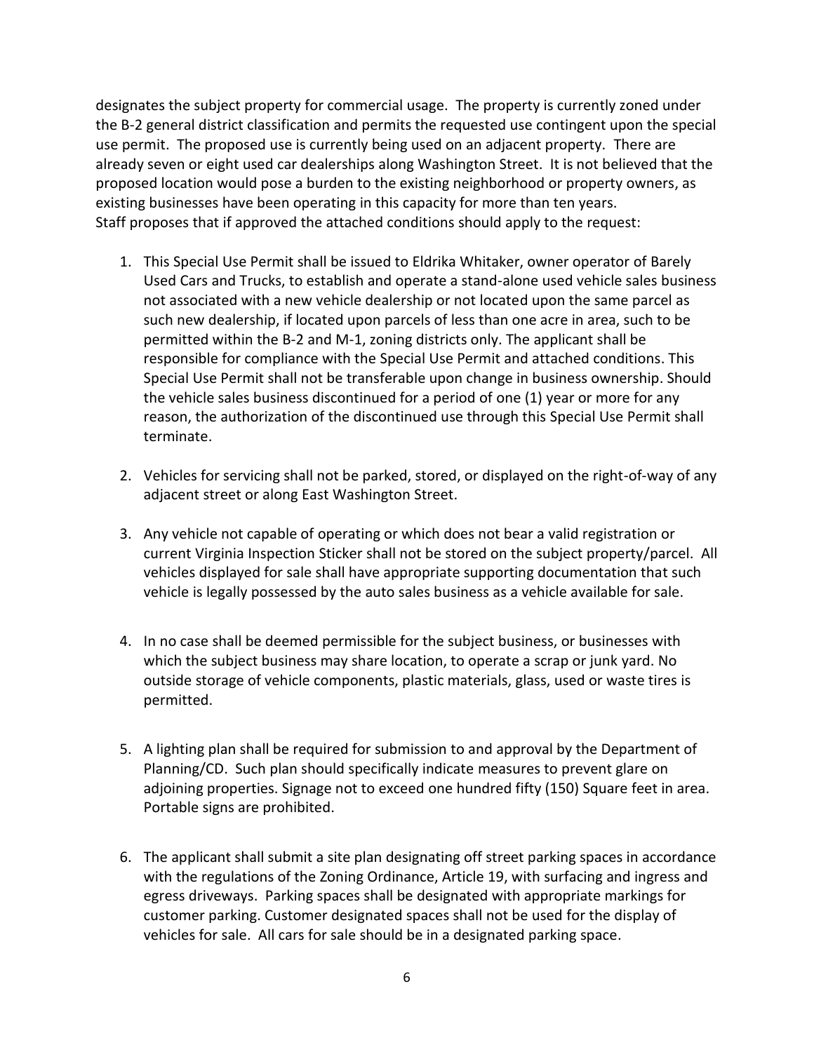designates the subject property for commercial usage. The property is currently zoned under the B-2 general district classification and permits the requested use contingent upon the special use permit. The proposed use is currently being used on an adjacent property. There are already seven or eight used car dealerships along Washington Street. It is not believed that the proposed location would pose a burden to the existing neighborhood or property owners, as existing businesses have been operating in this capacity for more than ten years.
Staff proposes that if approved the attached conditions should apply to the request:

1. This Special Use Permit shall be issued to Eldrika Whitaker, owner operator of Barely Used Cars and Trucks, to establish and operate a stand-alone used vehicle sales business not associated with a new vehicle dealership or not located upon the same parcel as such new dealership, if located upon parcels of less than one acre in area, such to be permitted within the B-2 and M-1, zoning districts only. The applicant shall be responsible for compliance with the Special Use Permit and attached conditions. This Special Use Permit shall not be transferable upon change in business ownership. Should the vehicle sales business discontinued for a period of one (1) year or more for any reason, the authorization of the discontinued use through this Special Use Permit shall terminate.

2. Vehicles for servicing shall not be parked, stored, or displayed on the right-of-way of any adjacent street or along East Washington Street.

3. Any vehicle not capable of operating or which does not bear a valid registration or current Virginia Inspection Sticker shall not be stored on the subject property/parcel. All vehicles displayed for sale shall have appropriate supporting documentation that such vehicle is legally possessed by the auto sales business as a vehicle available for sale.

4. In no case shall be deemed permissible for the subject business, or businesses with which the subject business may share location, to operate a scrap or junk yard. No outside storage of vehicle components, plastic materials, glass, used or waste tires is permitted.

5. A lighting plan shall be required for submission to and approval by the Department of Planning/CD. Such plan should specifically indicate measures to prevent glare on adjoining properties. Signage not to exceed one hundred fifty (150) Square feet in area. Portable signs are prohibited.

6. The applicant shall submit a site plan designating off street parking spaces in accordance with the regulations of the Zoning Ordinance, Article 19, with surfacing and ingress and egress driveways. Parking spaces shall be designated with appropriate markings for customer parking. Customer designated spaces shall not be used for the display of vehicles for sale. All cars for sale should be in a designated parking space.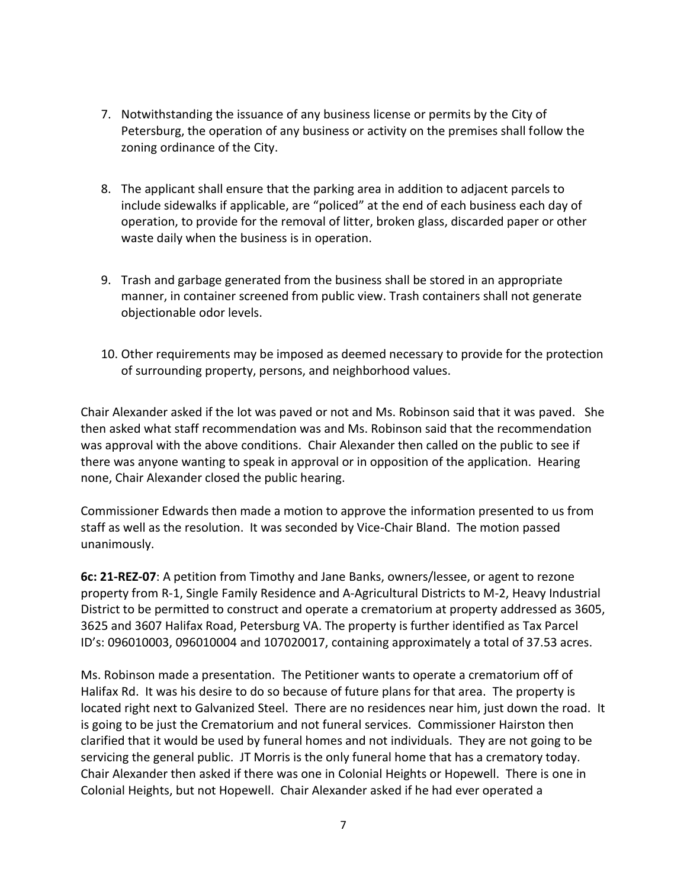7. Notwithstanding the issuance of any business license or permits by the City of Petersburg, the operation of any business or activity on the premises shall follow the zoning ordinance of the City.

8. The applicant shall ensure that the parking area in addition to adjacent parcels to include sidewalks if applicable, are "policed" at the end of each business each day of operation, to provide for the removal of litter, broken glass, discarded paper or other waste daily when the business is in operation.

9. Trash and garbage generated from the business shall be stored in an appropriate manner, in container screened from public view. Trash containers shall not generate objectionable odor levels.

10. Other requirements may be imposed as deemed necessary to provide for the protection of surrounding property, persons, and neighborhood values.

Chair Alexander asked if the lot was paved or not and Ms. Robinson said that it was paved. She then asked what staff recommendation was and Ms. Robinson said that the recommendation was approval with the above conditions. Chair Alexander then called on the public to see if there was anyone wanting to speak in approval or in opposition of the application. Hearing none, Chair Alexander closed the public hearing.

Commissioner Edwards then made a motion to approve the information presented to us from staff as well as the resolution. It was seconded by Vice-Chair Bland. The motion passed unanimously.

**6c: 21-REZ-07**: A petition from Timothy and Jane Banks, owners/lessee, or agent to rezone property from R-1, Single Family Residence and A-Agricultural Districts to M-2, Heavy Industrial District to be permitted to construct and operate a crematorium at property addressed as 3605, 3625 and 3607 Halifax Road, Petersburg VA. The property is further identified as Tax Parcel ID's: 096010003, 096010004 and 107020017, containing approximately a total of 37.53 acres.

Ms. Robinson made a presentation. The Petitioner wants to operate a crematorium off of Halifax Rd. It was his desire to do so because of future plans for that area. The property is located right next to Galvanized Steel. There are no residences near him, just down the road. It is going to be just the Crematorium and not funeral services. Commissioner Hairston then clarified that it would be used by funeral homes and not individuals. They are not going to be servicing the general public. JT Morris is the only funeral home that has a crematory today. Chair Alexander then asked if there was one in Colonial Heights or Hopewell. There is one in Colonial Heights, but not Hopewell. Chair Alexander asked if he had ever operated a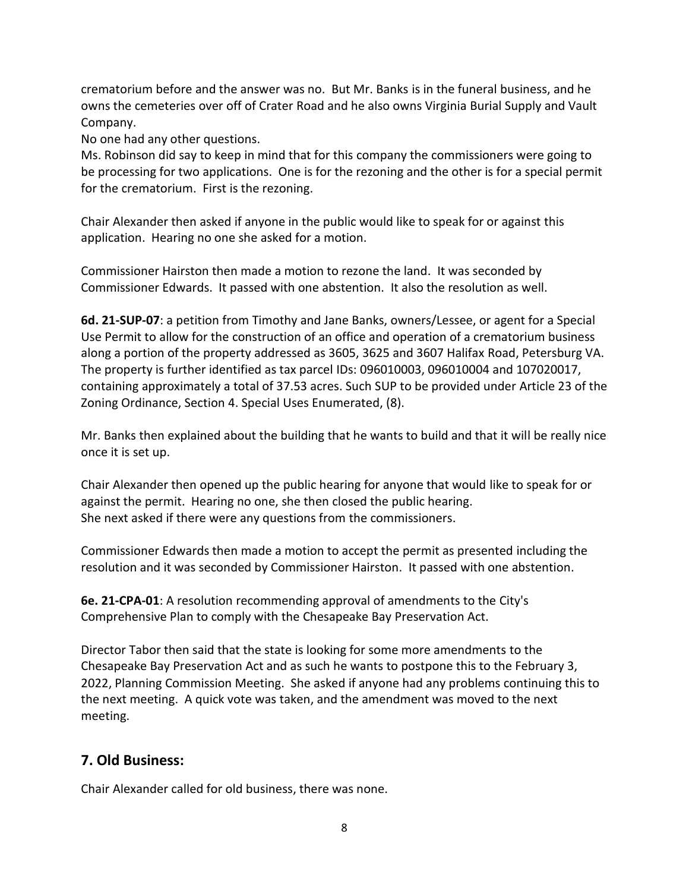crematorium before and the answer was no. But Mr. Banks is in the funeral business, and he owns the cemeteries over off of Crater Road and he also owns Virginia Burial Supply and Vault Company.

No one had any other questions.

Ms. Robinson did say to keep in mind that for this company the commissioners were going to be processing for two applications. One is for the rezoning and the other is for a special permit for the crematorium. First is the rezoning.

Chair Alexander then asked if anyone in the public would like to speak for or against this application. Hearing no one she asked for a motion.

Commissioner Hairston then made a motion to rezone the land. It was seconded by Commissioner Edwards. It passed with one abstention. It also the resolution as well.

**6d. 21-SUP-07**: a petition from Timothy and Jane Banks, owners/Lessee, or agent for a Special Use Permit to allow for the construction of an office and operation of a crematorium business along a portion of the property addressed as 3605, 3625 and 3607 Halifax Road, Petersburg VA. The property is further identified as tax parcel IDs: 096010003, 096010004 and 107020017, containing approximately a total of 37.53 acres. Such SUP to be provided under Article 23 of the Zoning Ordinance, Section 4. Special Uses Enumerated, (8).

Mr. Banks then explained about the building that he wants to build and that it will be really nice once it is set up.

Chair Alexander then opened up the public hearing for anyone that would like to speak for or against the permit. Hearing no one, she then closed the public hearing.

She next asked if there were any questions from the commissioners.

Commissioner Edwards then made a motion to accept the permit as presented including the resolution and it was seconded by Commissioner Hairston. It passed with one abstention.

**6e. 21-CPA-01**: A resolution recommending approval of amendments to the City's Comprehensive Plan to comply with the Chesapeake Bay Preservation Act.

Director Tabor then said that the state is looking for some more amendments to the Chesapeake Bay Preservation Act and as such he wants to postpone this to the February 3, 2022, Planning Commission Meeting. She asked if anyone had any problems continuing this to the next meeting. A quick vote was taken, and the amendment was moved to the next meeting.

## 7. Old Business:

Chair Alexander called for old business, there was none.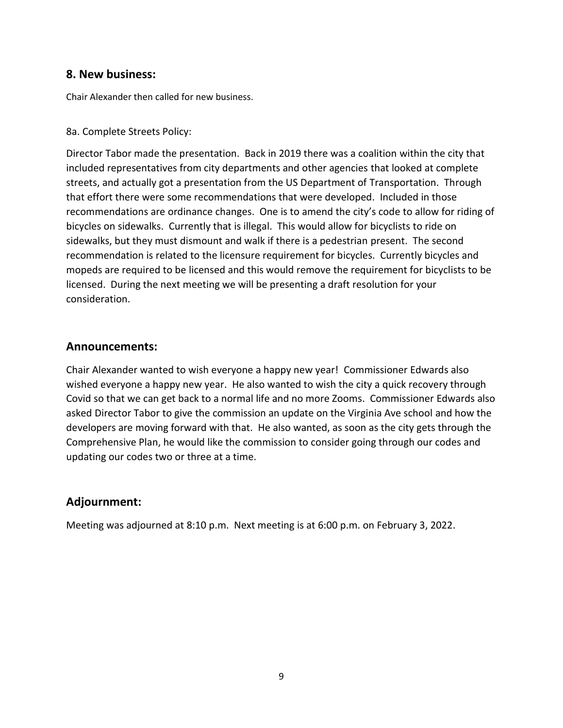## 8. New business:

Chair Alexander then called for new business.

8a. Complete Streets Policy:

Director Tabor made the presentation. Back in 2019 there was a coalition within the city that included representatives from city departments and other agencies that looked at complete streets, and actually got a presentation from the US Department of Transportation. Through that effort there were some recommendations that were developed. Included in those recommendations are ordinance changes. One is to amend the city's code to allow for riding of bicycles on sidewalks. Currently that is illegal. This would allow for bicyclists to ride on sidewalks, but they must dismount and walk if there is a pedestrian present. The second recommendation is related to the licensure requirement for bicycles. Currently bicycles and mopeds are required to be licensed and this would remove the requirement for bicyclists to be licensed. During the next meeting we will be presenting a draft resolution for your consideration.

## Announcements:

Chair Alexander wanted to wish everyone a happy new year! Commissioner Edwards also wished everyone a happy new year. He also wanted to wish the city a quick recovery through Covid so that we can get back to a normal life and no more Zooms. Commissioner Edwards also asked Director Tabor to give the commission an update on the Virginia Ave school and how the developers are moving forward with that. He also wanted, as soon as the city gets through the Comprehensive Plan, he would like the commission to consider going through our codes and updating our codes two or three at a time.

## Adjournment:

Meeting was adjourned at 8:10 p.m. Next meeting is at 6:00 p.m. on February 3, 2022.